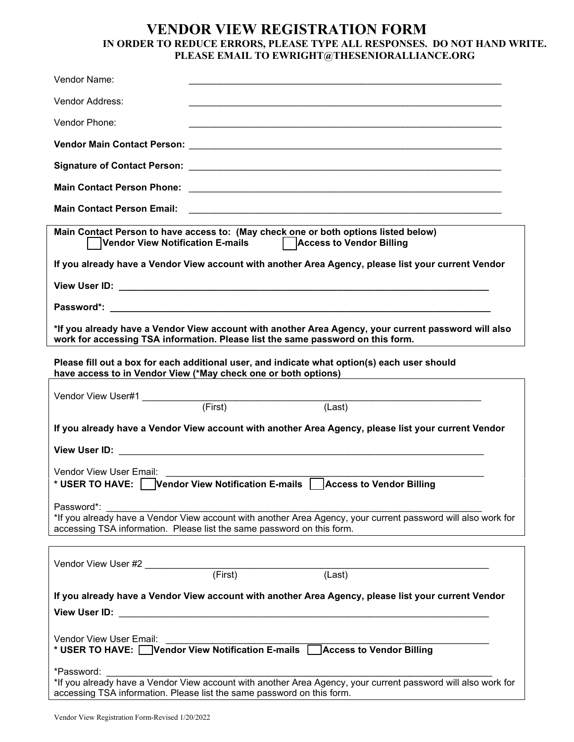# VENDOR VIEW REGISTRATION FORM

**IN ORDER TO REDUCE ERRORS, PLEASE TYPE ALL RESPONSES. DO NOT HAND WRITE.**
**PLEASE EMAIL TO EWRIGHT@THESENIORALLIANCE.ORG**

Vendor Name: ______________________________________________________________

Vendor Address: ______________________________________________________________

Vendor Phone: ______________________________________________________________

**Vendor Main Contact Person:** ______________________________________________________________

**Signature of Contact Person:** ______________________________________________________________

**Main Contact Person Phone:** ______________________________________________________________

**Main Contact Person Email:** ______________________________________________________________

---

**Main Contact Person to have access to: (May check one or both options listed below)**

☐ **Vendor View Notification E-mails** ☐ **Access to Vendor Billing**

**If you already have a Vendor View account with another Area Agency, please list your current Vendor**

**View User ID:** ______________________________________________________________

**Password*:** ______________________________________________________________

***If you already have a Vendor View account with another Area Agency, your current password will also work for accessing TSA information. Please list the same password on this form.**

---

**Please fill out a box for each additional user, and indicate what option(s) each user should have access to in Vendor View (*May check one or both options)**

---

Vendor View User#1 ______________________________________________________________
(First) (Last)

**If you already have a Vendor View account with another Area Agency, please list your current Vendor**

**View User ID:** ______________________________________________________________

Vendor View User Email: ______________________________________________________________

**\* USER TO HAVE:** ☐ **Vendor View Notification E-mails** ☐ **Access to Vendor Billing**

Password*: ______________________________________________________________

*If you already have a Vendor View account with another Area Agency, your current password will also work for accessing TSA information. Please list the same password on this form.

---

Vendor View User #2 ______________________________________________________________
(First) (Last)

**If you already have a Vendor View account with another Area Agency, please list your current Vendor**

**View User ID:** ______________________________________________________________

Vendor View User Email: ______________________________________________________________

**\* USER TO HAVE:** ☐ **Vendor View Notification E-mails** ☐ **Access to Vendor Billing**

*Password: ______________________________________________________________

*If you already have a Vendor View account with another Area Agency, your current password will also work for accessing TSA information. Please list the same password on this form.

Vendor View Registration Form-Revised 1/20/2022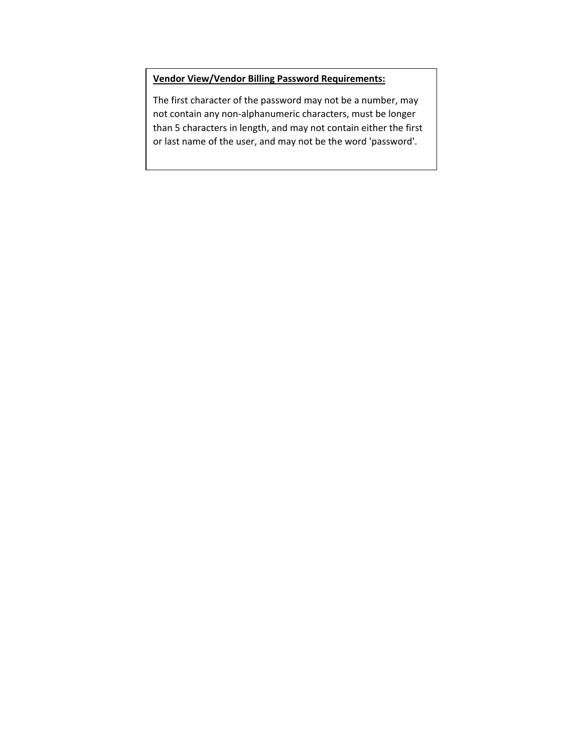**<u>Vendor View/Vendor Billing Password Requirements:</u>**

The first character of the password may not be a number, may not contain any non-alphanumeric characters, must be longer than 5 characters in length, and may not contain either the first or last name of the user, and may not be the word 'password'.